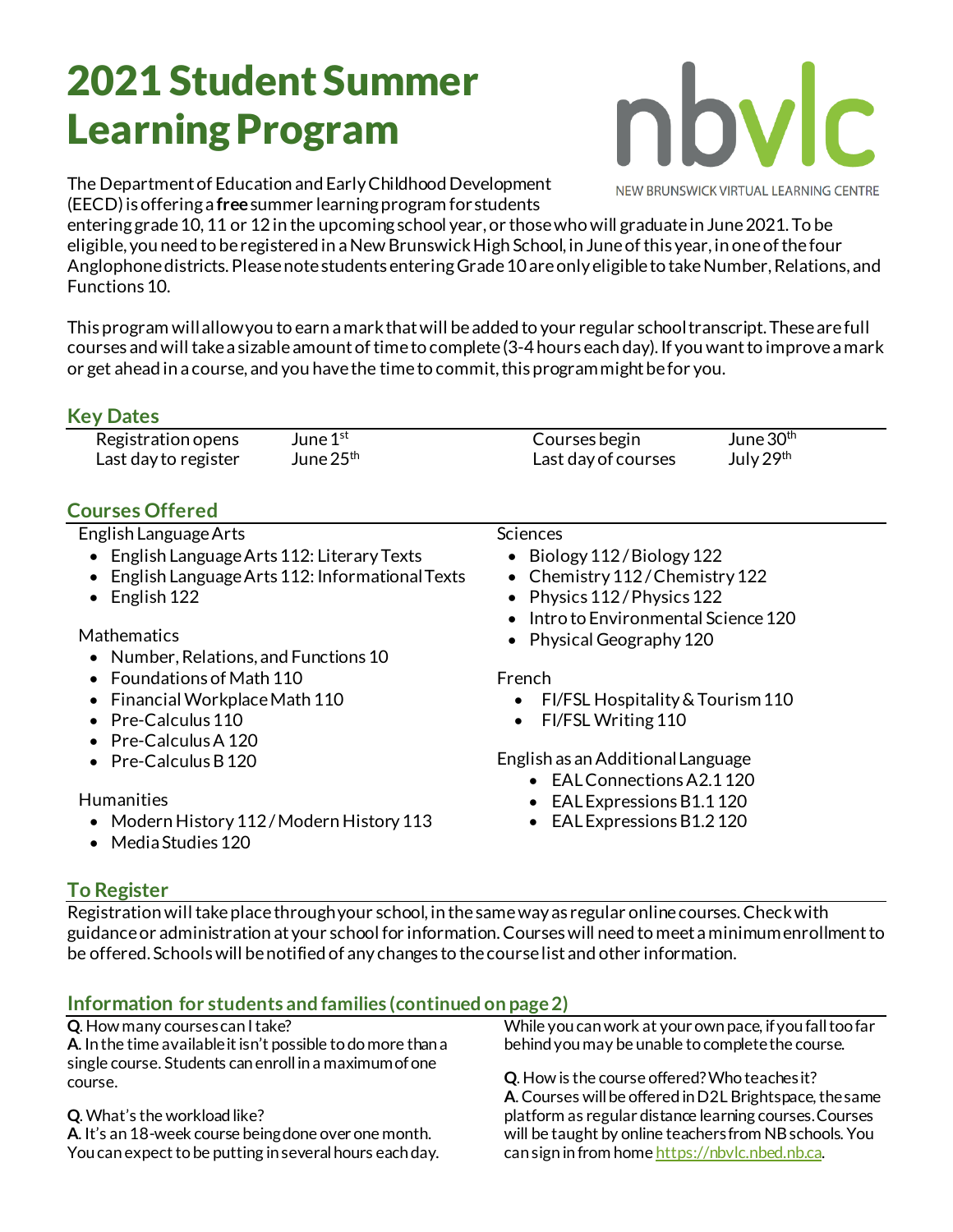# 2021 Student Summer Learning Program

NEW BRUNSWICK VIRTUAL LEARNING CENTRE

The Department of Education and Early Childhood Development (EECD) is offering a **free** summer learning program for students entering grade 10, 11 or 12 in the upcoming school year, or those who will graduate in June 2021. To be eligible, you need to be registered in a New Brunswick High School, in June of this year, in one of the four Anglophone districts. Please note students entering Grade 10 are only eligible to take Number, Relations, and Functions 10.

This program will allow you to earn a mark that will be added to your regular school transcript. These are full courses and will take a sizable amount of time to complete (3-4 hours each day). If you want to improve a mark or get ahead in a course, and you have the time to commit, this program might be for you.

## Key Dates

| | | | |
|---|---|---|---|
| Registration opens | June 1st | Courses begin | June 30th |
| Last day to register | June 25th | Last day of courses | July 29th |

## Courses Offered

English Language Arts
- English Language Arts 112: Literary Texts
- English Language Arts 112: Informational Texts
- English 122

Mathematics
- Number, Relations, and Functions 10
- Foundations of Math 110
- Financial Workplace Math 110
- Pre-Calculus 110
- Pre-Calculus A 120
- Pre-Calculus B 120

Humanities
- Modern History 112 / Modern History 113
- Media Studies 120

Sciences
- Biology 112 / Biology 122
- Chemistry 112 / Chemistry 122
- Physics 112 / Physics 122
- Intro to Environmental Science 120
- Physical Geography 120

French
- FI/FSL Hospitality & Tourism 110
- FI/FSL Writing 110

English as an Additional Language
- EAL Connections A2.1 120
- EAL Expressions B1.1 120
- EAL Expressions B1.2 120

## To Register

Registration will take place through your school, in the same way as regular online courses. Check with guidance or administration at your school for information. Courses will need to meet a minimum enrollment to be offered. Schools will be notified of any changes to the course list and other information.

## Information for students and families (continued on page 2)

**Q**. How many courses can I take?
**A**. In the time available it isn't possible to do more than a single course. Students can enroll in a maximum of one course.

**Q**. What's the workload like?
**A**. It's an 18-week course being done over one month. You can expect to be putting in several hours each day. While you can work at your own pace, if you fall too far behind you may be unable to complete the course.

**Q**. How is the course offered? Who teaches it?
**A**. Courses will be offered in D2L Brightspace, the same platform as regular distance learning courses. Courses will be taught by online teachers from NB schools. You can sign in from home https://nbvlc.nbed.nb.ca.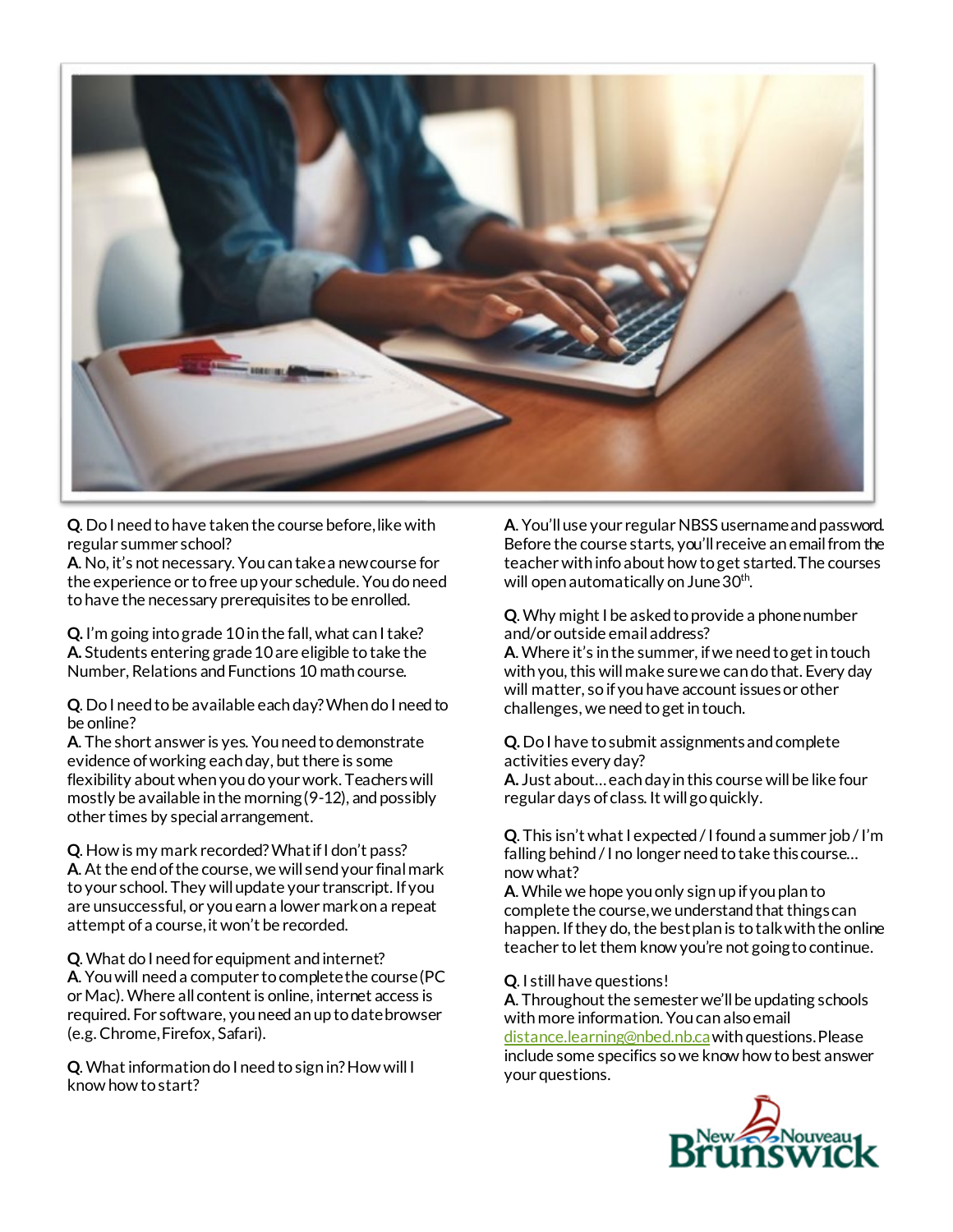**Q**. Do I need to have taken the course before, like with regular summer school?
**A**. No, it's not necessary. You can take a new course for the experience or to free up your schedule. You do need to have the necessary prerequisites to be enrolled.

**Q.** I'm going into grade 10 in the fall, what can I take?
**A.** Students entering grade 10 are eligible to take the Number, Relations and Functions 10 math course.

**Q**. Do I need to be available each day? When do I need to be online?
**A**. The short answer is yes. You need to demonstrate evidence of working each day, but there is some flexibility about when you do your work. Teachers will mostly be available in the morning (9-12), and possibly other times by special arrangement.

**Q**. How is my mark recorded? What if I don't pass?
**A**. At the end of the course, we will send your final mark to your school. They will update your transcript. If you are unsuccessful, or you earn a lower mark on a repeat attempt of a course, it won't be recorded.

**Q**. What do I need for equipment and internet?
**A**. You will need a computer to complete the course (PC or Mac). Where all content is online, internet access is required. For software, you need an up to date browser (e.g. Chrome, Firefox, Safari).

**Q**. What information do I need to sign in? How will I know how to start?
**A**. You'll use your regular NBSS username and password. Before the course starts, you'll receive an email from the teacher with info about how to get started. The courses will open automatically on June 30th.

**Q**. Why might I be asked to provide a phone number and/or outside email address?
**A**. Where it's in the summer, if we need to get in touch with you, this will make sure we can do that. Every day will matter, so if you have account issues or other challenges, we need to get in touch.

**Q.** Do I have to submit assignments and complete activities every day?
**A.** Just about… each day in this course will be like four regular days of class. It will go quickly.

**Q**. This isn't what I expected / I found a summer job / I'm falling behind / I no longer need to take this course… now what?
**A**. While we hope you only sign up if you plan to complete the course, we understand that things can happen. If they do, the best plan is to talk with the online teacher to let them know you're not going to continue.

**Q**. I still have questions!
**A**. Throughout the semester we'll be updating schools with more information. You can also email distance.learning@nbed.nb.ca with questions. Please include some specifics so we know how to best answer your questions.

New Nouveau Brunswick